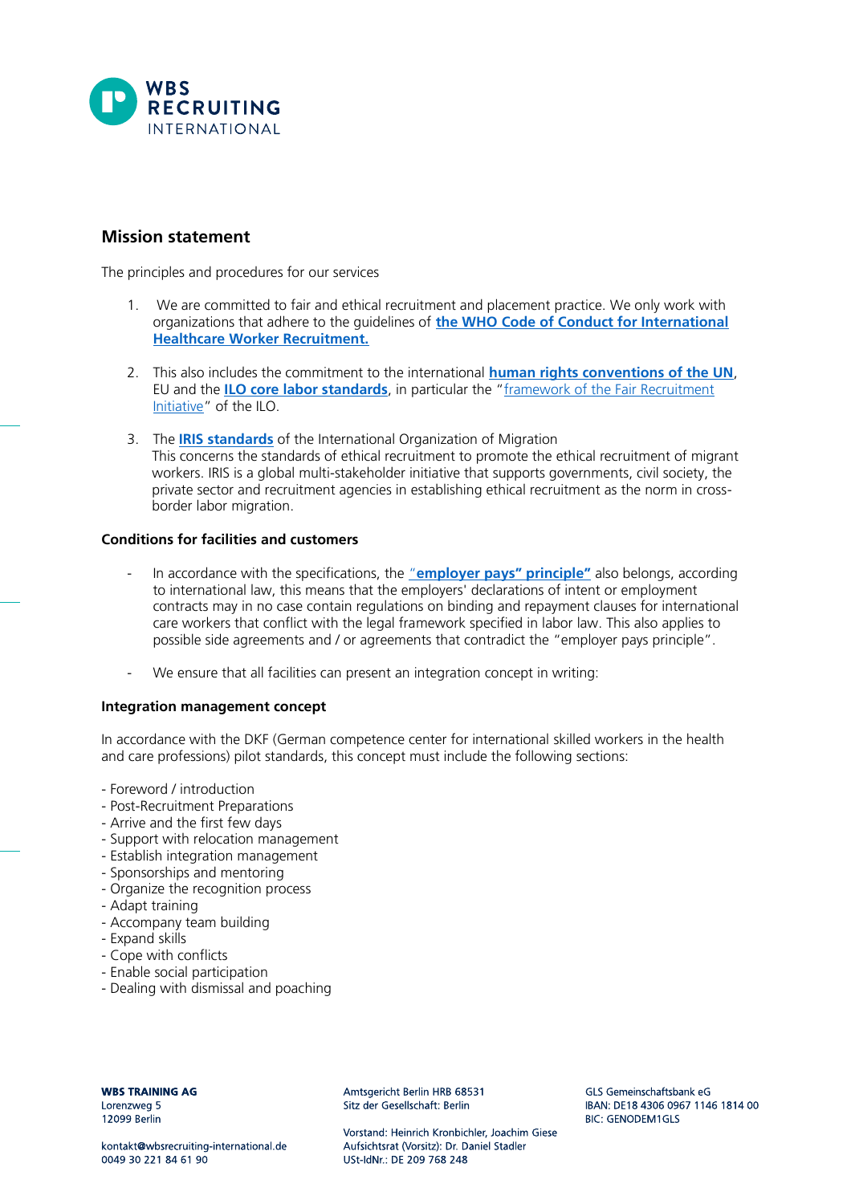## Mission statement

The principles and procedures for our services

1. We are committed to fair and ethical recruitment and placement practice. We only work with organizations that adhere to the guidelines of **the WHO Code of Conduct for International Healthcare Worker Recruitment.**

2. This also includes the commitment to the international **human rights conventions of the UN**, EU and the **ILO core labor standards**, in particular the "framework of the Fair Recruitment Initiative" of the ILO.

3. The **IRIS standards** of the International Organization of Migration
   This concerns the standards of ethical recruitment to promote the ethical recruitment of migrant workers. IRIS is a global multi-stakeholder initiative that supports governments, civil society, the private sector and recruitment agencies in establishing ethical recruitment as the norm in cross-border labor migration.

**Conditions for facilities and customers**

- In accordance with the specifications, the **"employer pays" principle"** also belongs, according to international law, this means that the employers' declarations of intent or employment contracts may in no case contain regulations on binding and repayment clauses for international care workers that conflict with the legal framework specified in labor law. This also applies to possible side agreements and / or agreements that contradict the "employer pays principle".

- We ensure that all facilities can present an integration concept in writing:

**Integration management concept**

In accordance with the DKF (German competence center for international skilled workers in the health and care professions) pilot standards, this concept must include the following sections:

- Foreword / introduction
- Post-Recruitment Preparations
- Arrive and the first few days
- Support with relocation management
- Establish integration management
- Sponsorships and mentoring
- Organize the recognition process
- Adapt training
- Accompany team building
- Expand skills
- Cope with conflicts
- Enable social participation
- Dealing with dismissal and poaching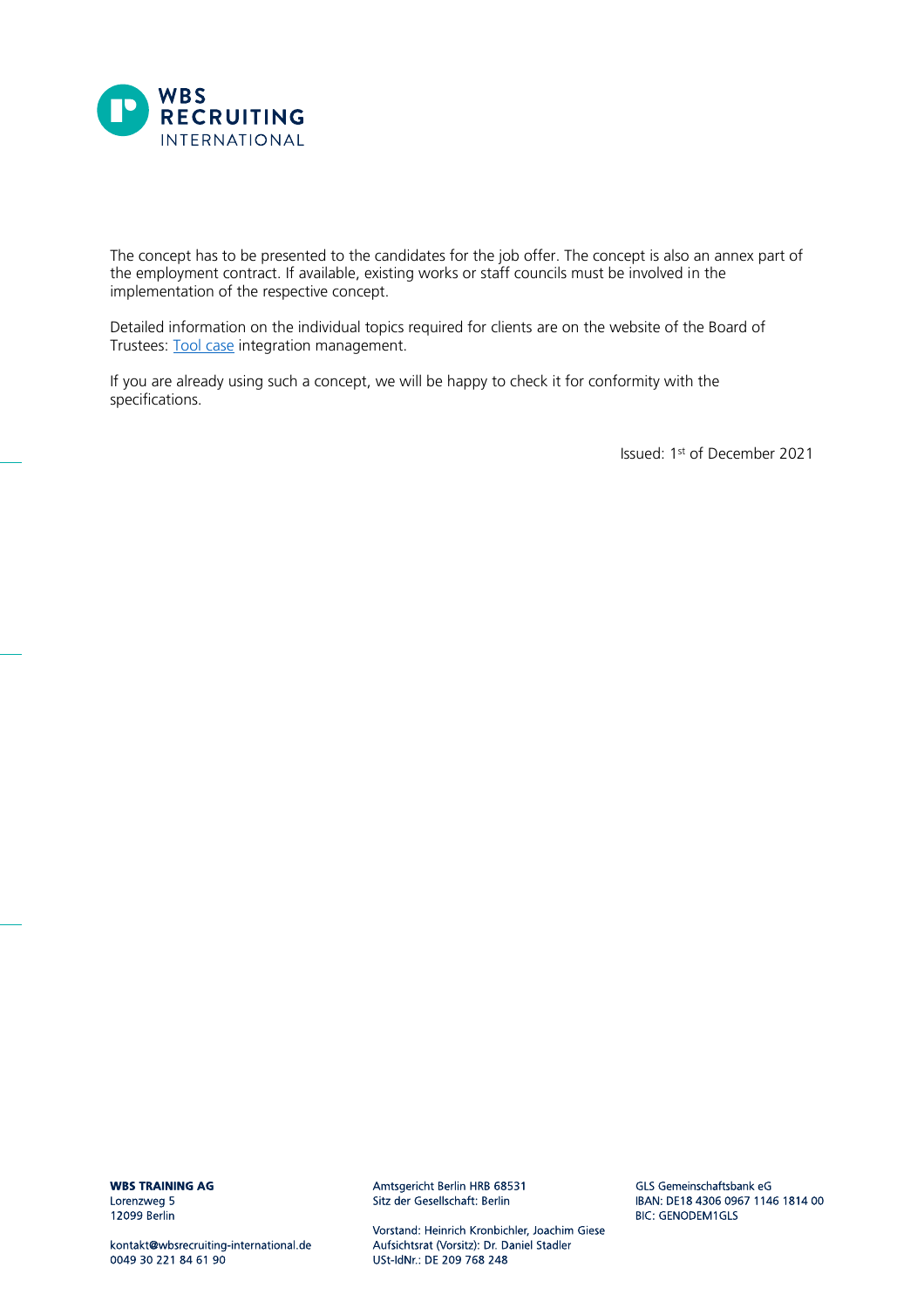The concept has to be presented to the candidates for the job offer. The concept is also an annex part of the employment contract. If available, existing works or staff councils must be involved in the implementation of the respective concept.

Detailed information on the individual topics required for clients are on the website of the Board of Trustees: Tool case integration management.

If you are already using such a concept, we will be happy to check it for conformity with the specifications.

Issued: 1st of December 2021